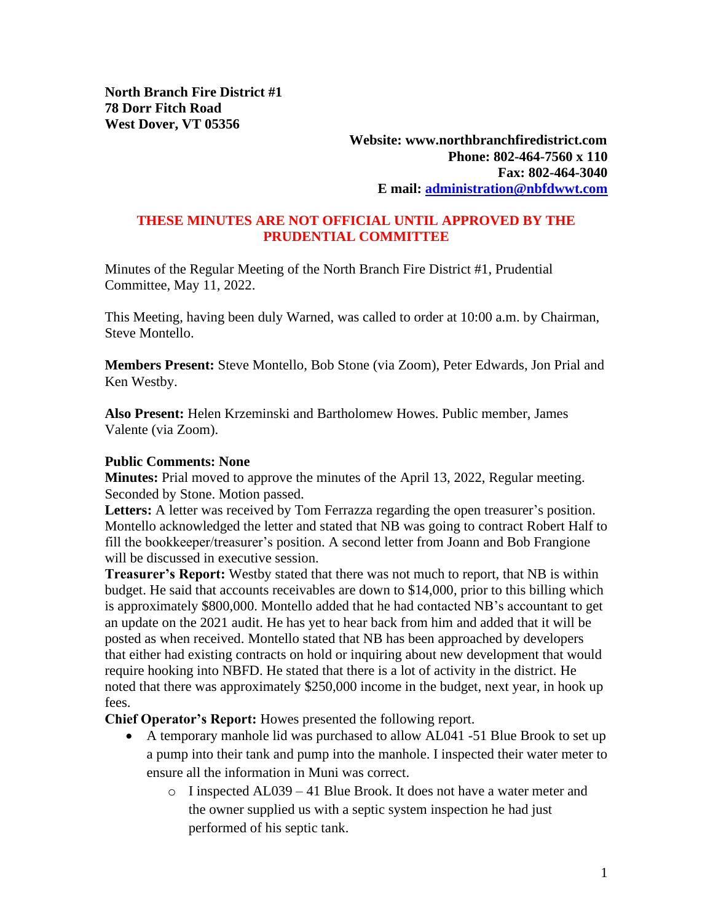**North Branch Fire District #1**
**78 Dorr Fitch Road**
**West Dover, VT 05356**

**Website: www.northbranchfiredistrict.com**
**Phone: 802-464-7560 x 110**
**Fax: 802-464-3040**
**E mail: [administration@nbfdwwt.com](mailto:administration@nbfdwwt.com)**

**THESE MINUTES ARE NOT OFFICIAL UNTIL APPROVED BY THE PRUDENTIAL COMMITTEE**

Minutes of the Regular Meeting of the North Branch Fire District #1, Prudential Committee, May 11, 2022.

This Meeting, having been duly Warned, was called to order at 10:00 a.m. by Chairman, Steve Montello.

**Members Present:** Steve Montello, Bob Stone (via Zoom), Peter Edwards, Jon Prial and Ken Westby.

**Also Present:** Helen Krzeminski and Bartholomew Howes. Public member, James Valente (via Zoom).

**Public Comments: None**

**Minutes:** Prial moved to approve the minutes of the April 13, 2022, Regular meeting. Seconded by Stone. Motion passed.

**Letters:** A letter was received by Tom Ferrazza regarding the open treasurer's position. Montello acknowledged the letter and stated that NB was going to contract Robert Half to fill the bookkeeper/treasurer's position. A second letter from Joann and Bob Frangione will be discussed in executive session.

**Treasurer's Report:** Westby stated that there was not much to report, that NB is within budget. He said that accounts receivables are down to $14,000, prior to this billing which is approximately $800,000. Montello added that he had contacted NB's accountant to get an update on the 2021 audit. He has yet to hear back from him and added that it will be posted as when received. Montello stated that NB has been approached by developers that either had existing contracts on hold or inquiring about new development that would require hooking into NBFD. He stated that there is a lot of activity in the district. He noted that there was approximately $250,000 income in the budget, next year, in hook up fees.

**Chief Operator's Report:** Howes presented the following report.

- A temporary manhole lid was purchased to allow AL041 -51 Blue Brook to set up a pump into their tank and pump into the manhole. I inspected their water meter to ensure all the information in Muni was correct.
    - I inspected AL039 – 41 Blue Brook. It does not have a water meter and the owner supplied us with a septic system inspection he had just performed of his septic tank.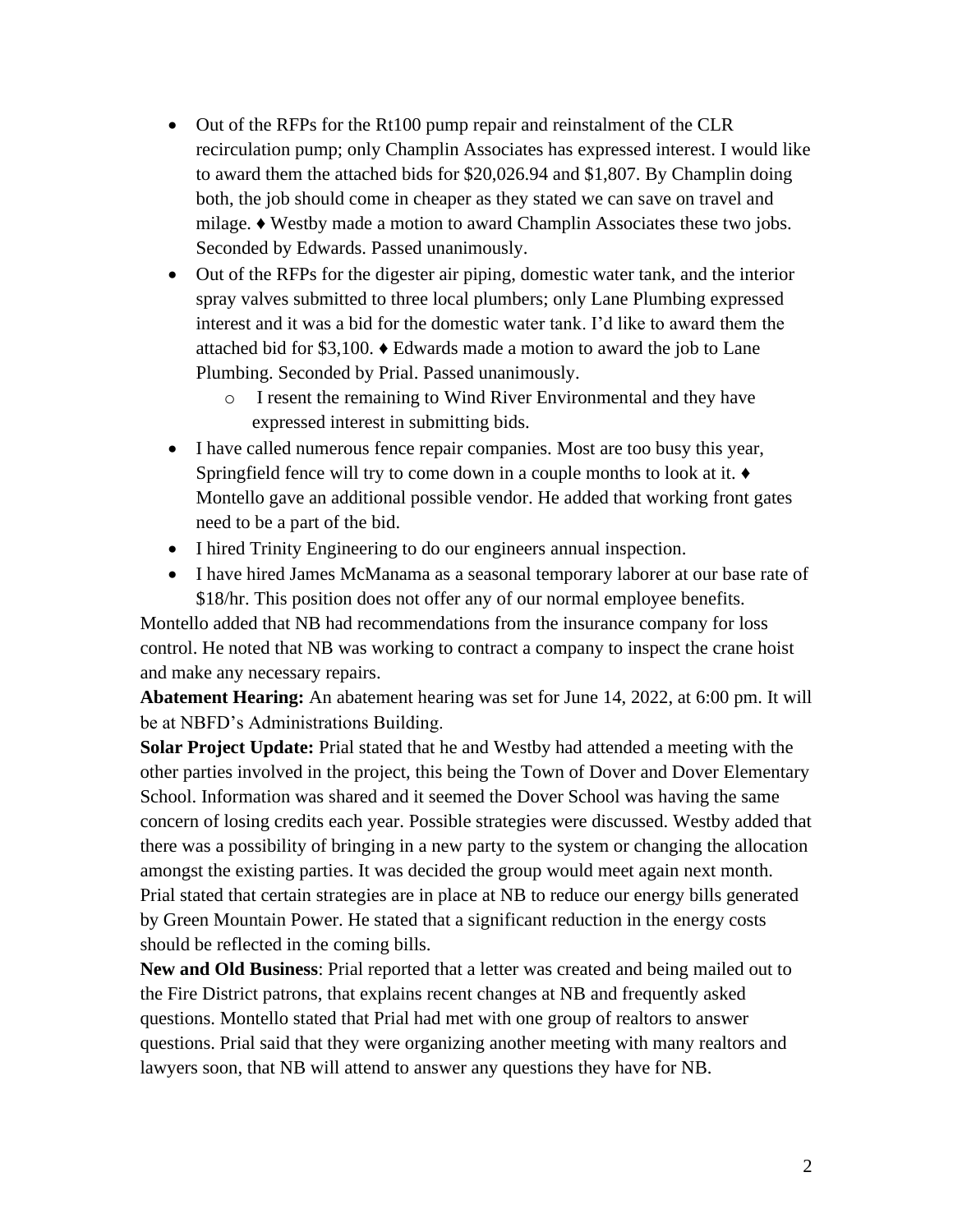- Out of the RFPs for the Rt100 pump repair and reinstalment of the CLR recirculation pump; only Champlin Associates has expressed interest. I would like to award them the attached bids for $20,026.94 and $1,807. By Champlin doing both, the job should come in cheaper as they stated we can save on travel and milage. ♦ Westby made a motion to award Champlin Associates these two jobs. Seconded by Edwards. Passed unanimously.
- Out of the RFPs for the digester air piping, domestic water tank, and the interior spray valves submitted to three local plumbers; only Lane Plumbing expressed interest and it was a bid for the domestic water tank. I'd like to award them the attached bid for $3,100. ♦ Edwards made a motion to award the job to Lane Plumbing. Seconded by Prial. Passed unanimously.
    - I resent the remaining to Wind River Environmental and they have expressed interest in submitting bids.
- I have called numerous fence repair companies. Most are too busy this year, Springfield fence will try to come down in a couple months to look at it. ♦ Montello gave an additional possible vendor. He added that working front gates need to be a part of the bid.
- I hired Trinity Engineering to do our engineers annual inspection.
- I have hired James McManama as a seasonal temporary laborer at our base rate of $18/hr. This position does not offer any of our normal employee benefits.

Montello added that NB had recommendations from the insurance company for loss control. He noted that NB was working to contract a company to inspect the crane hoist and make any necessary repairs.

**Abatement Hearing:** An abatement hearing was set for June 14, 2022, at 6:00 pm. It will be at NBFD's Administrations Building.

**Solar Project Update:** Prial stated that he and Westby had attended a meeting with the other parties involved in the project, this being the Town of Dover and Dover Elementary School. Information was shared and it seemed the Dover School was having the same concern of losing credits each year. Possible strategies were discussed. Westby added that there was a possibility of bringing in a new party to the system or changing the allocation amongst the existing parties. It was decided the group would meet again next month. Prial stated that certain strategies are in place at NB to reduce our energy bills generated by Green Mountain Power. He stated that a significant reduction in the energy costs should be reflected in the coming bills.

**New and Old Business**: Prial reported that a letter was created and being mailed out to the Fire District patrons, that explains recent changes at NB and frequently asked questions. Montello stated that Prial had met with one group of realtors to answer questions. Prial said that they were organizing another meeting with many realtors and lawyers soon, that NB will attend to answer any questions they have for NB.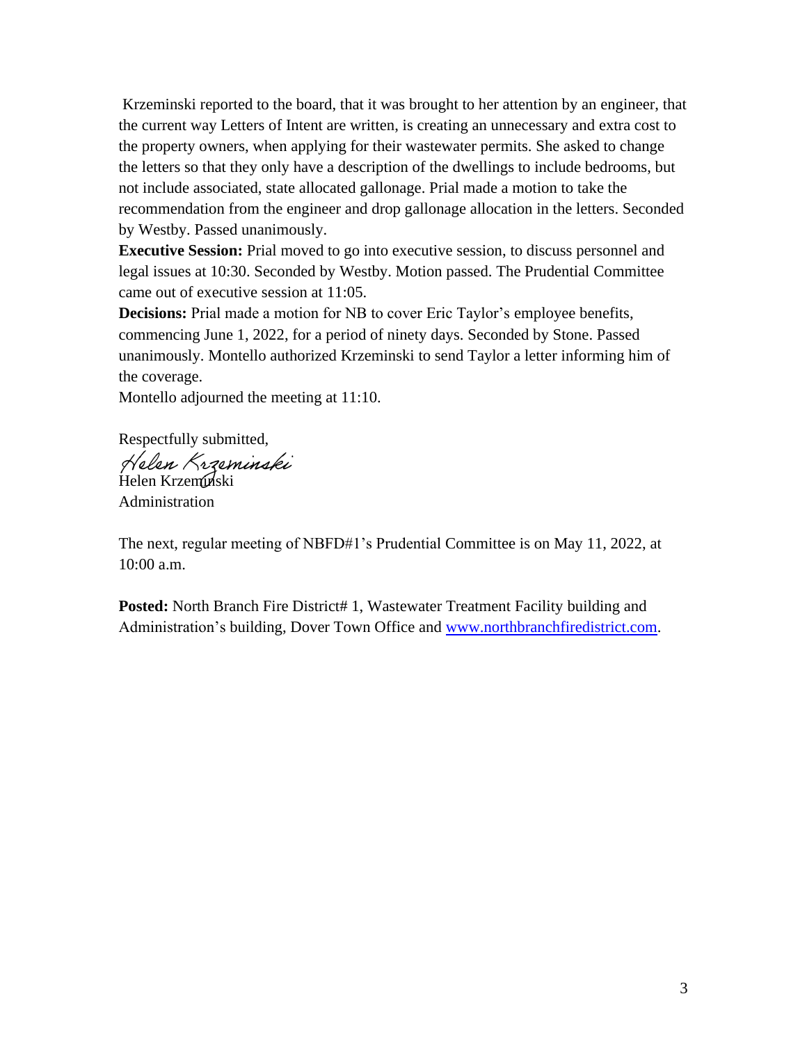Krzeminski reported to the board, that it was brought to her attention by an engineer, that the current way Letters of Intent are written, is creating an unnecessary and extra cost to the property owners, when applying for their wastewater permits. She asked to change the letters so that they only have a description of the dwellings to include bedrooms, but not include associated, state allocated gallonage. Prial made a motion to take the recommendation from the engineer and drop gallonage allocation in the letters. Seconded by Westby. Passed unanimously.

**Executive Session:** Prial moved to go into executive session, to discuss personnel and legal issues at 10:30. Seconded by Westby. Motion passed. The Prudential Committee came out of executive session at 11:05.

**Decisions:** Prial made a motion for NB to cover Eric Taylor's employee benefits, commencing June 1, 2022, for a period of ninety days. Seconded by Stone. Passed unanimously. Montello authorized Krzeminski to send Taylor a letter informing him of the coverage.

Montello adjourned the meeting at 11:10.

Respectfully submitted,

*Helen Krzeminski*

Helen Krzeminski

Administration

The next, regular meeting of NBFD#1's Prudential Committee is on May 11, 2022, at 10:00 a.m.

**Posted:** North Branch Fire District# 1, Wastewater Treatment Facility building and Administration's building, Dover Town Office and www.northbranchfiredistrict.com.